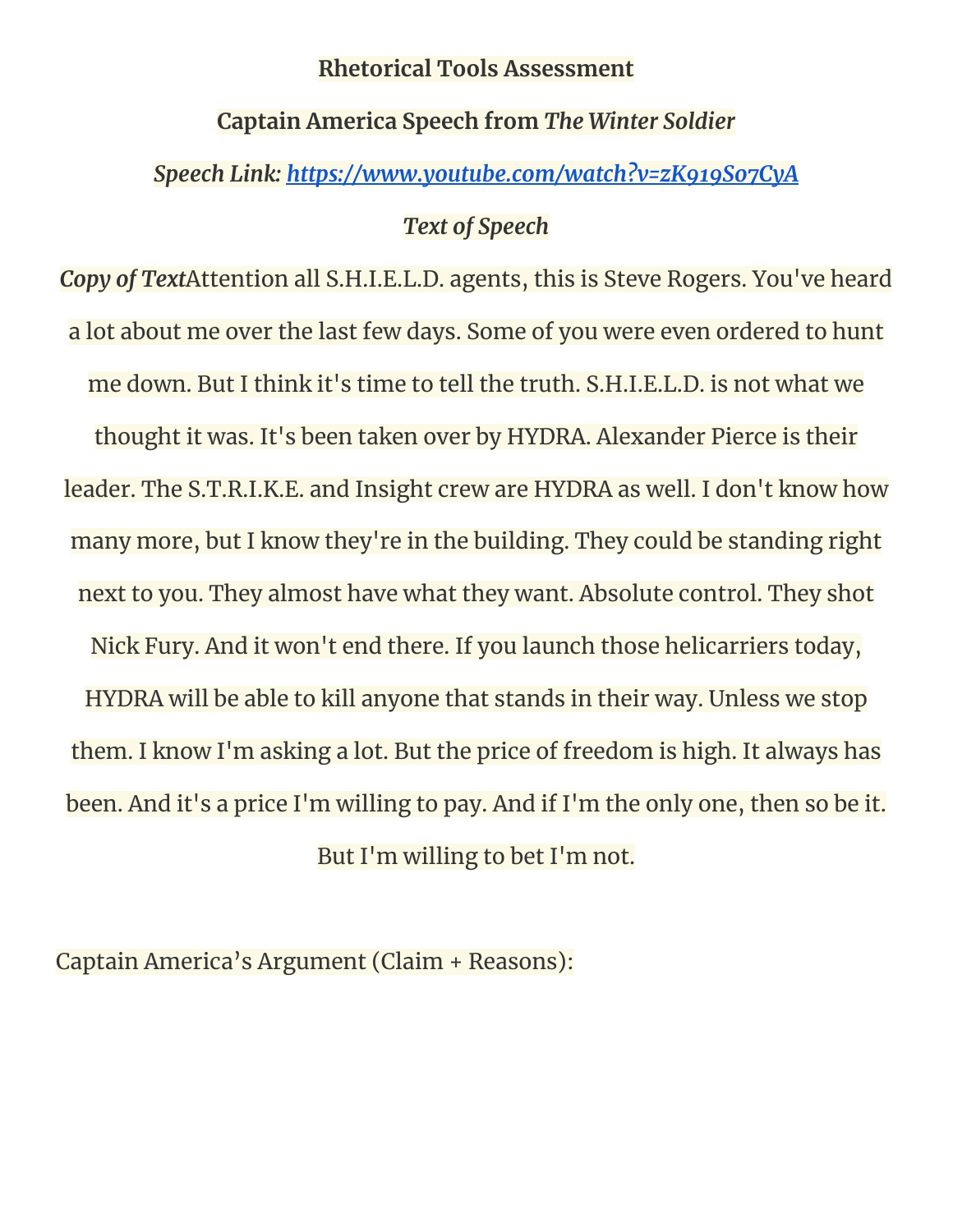**Rhetorical Tools Assessment**

**Captain America Speech from *The Winter Soldier***

***Speech Link: [https://www.youtube.com/watch?v=zK919S07CyA](https://www.youtube.com/watch?v=zK919S07CyA)***

***Text of Speech***

***Copy of Text***Attention all S.H.I.E.L.D. agents, this is Steve Rogers. You've heard a lot about me over the last few days. Some of you were even ordered to hunt me down. But I think it's time to tell the truth. S.H.I.E.L.D. is not what we thought it was. It's been taken over by HYDRA. Alexander Pierce is their leader. The S.T.R.I.K.E. and Insight crew are HYDRA as well. I don't know how many more, but I know they're in the building. They could be standing right next to you. They almost have what they want. Absolute control. They shot Nick Fury. And it won't end there. If you launch those helicarriers today, HYDRA will be able to kill anyone that stands in their way. Unless we stop them. I know I'm asking a lot. But the price of freedom is high. It always has been. And it's a price I'm willing to pay. And if I'm the only one, then so be it. But I'm willing to bet I'm not.

Captain America's Argument (Claim + Reasons):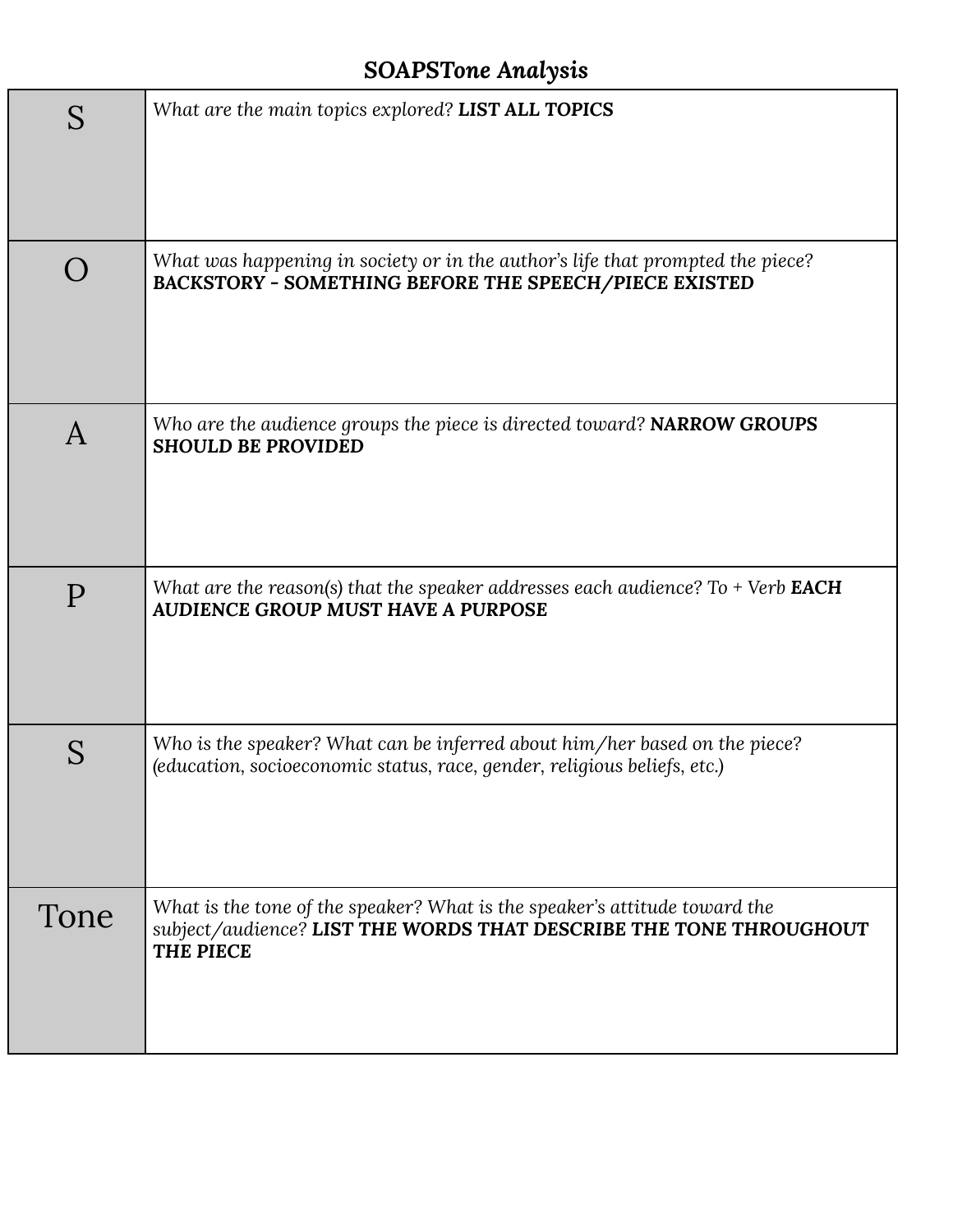## ***SOAPSTone Analysis***

| | |
|---|---|
| S | *What are the main topics explored?* **LIST ALL TOPICS** |
| O | *What was happening in society or in the author's life that prompted the piece?* **BACKSTORY – SOMETHING BEFORE THE SPEECH/PIECE EXISTED** |
| A | *Who are the audience groups the piece is directed toward?* **NARROW GROUPS SHOULD BE PROVIDED** |
| P | *What are the reason(s) that the speaker addresses each audience? To + Verb* **EACH AUDIENCE GROUP MUST HAVE A PURPOSE** |
| S | *Who is the speaker? What can be inferred about him/her based on the piece? (education, socioeconomic status, race, gender, religious beliefs, etc.)* |
| Tone | *What is the tone of the speaker? What is the speaker's attitude toward the subject/audience?* **LIST THE WORDS THAT DESCRIBE THE TONE THROUGHOUT THE PIECE** |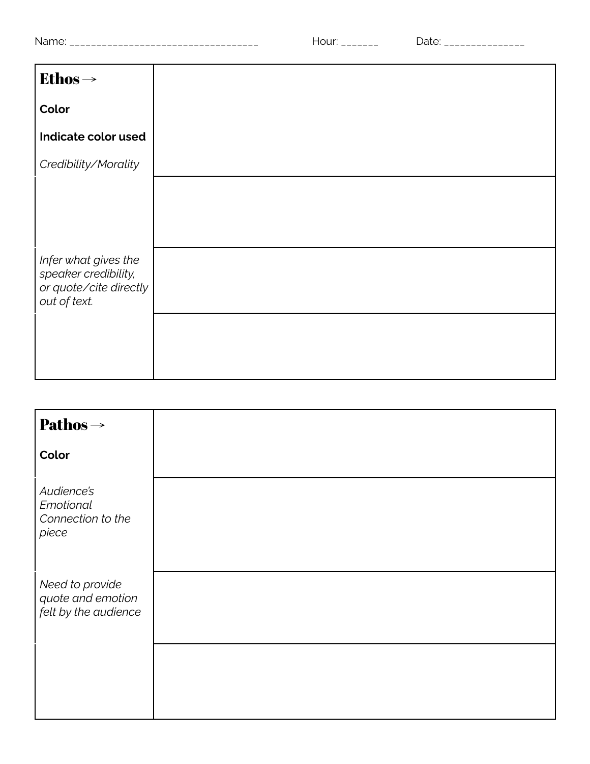Name: ______________________________________ Hour: _______ Date: _______________

| **Ethos →** **Color** **Indicate color used** *Credibility/Morality* | |
|---|---|
| | |
| *Infer what gives the speaker credibility, or quote/cite directly out of text.* | |
| | |

| **Pathos →** **Color** | |
|---|---|
| *Audience's Emotional Connection to the piece* | |
| *Need to provide quote and emotion felt by the audience* | |
| | |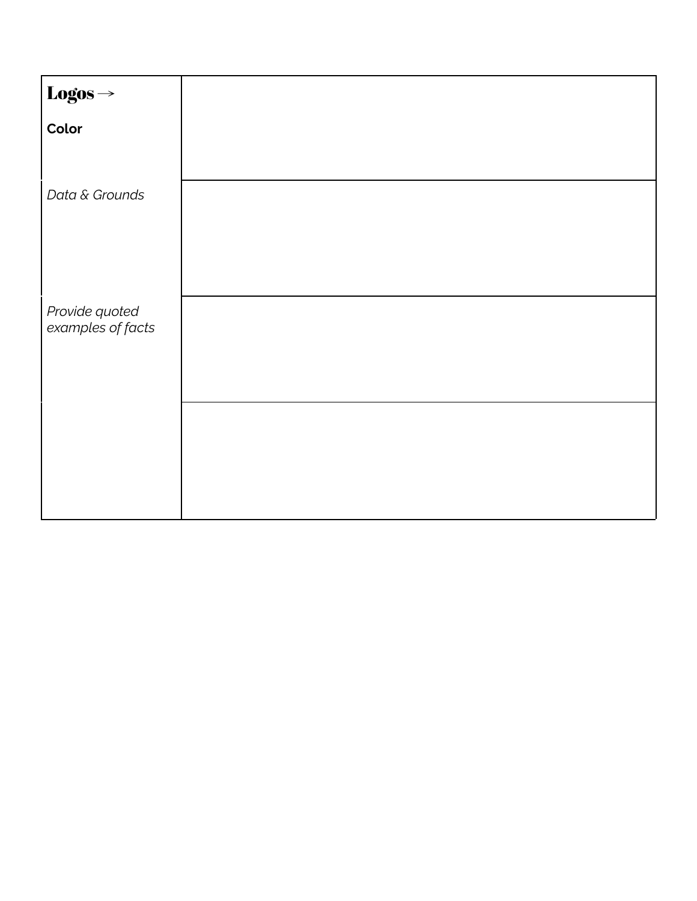| | |
|---|---|
| **Logos →** <br><br> **Color** | |
| *Data & Grounds* | |
| *Provide quoted examples of facts* | |
| | |